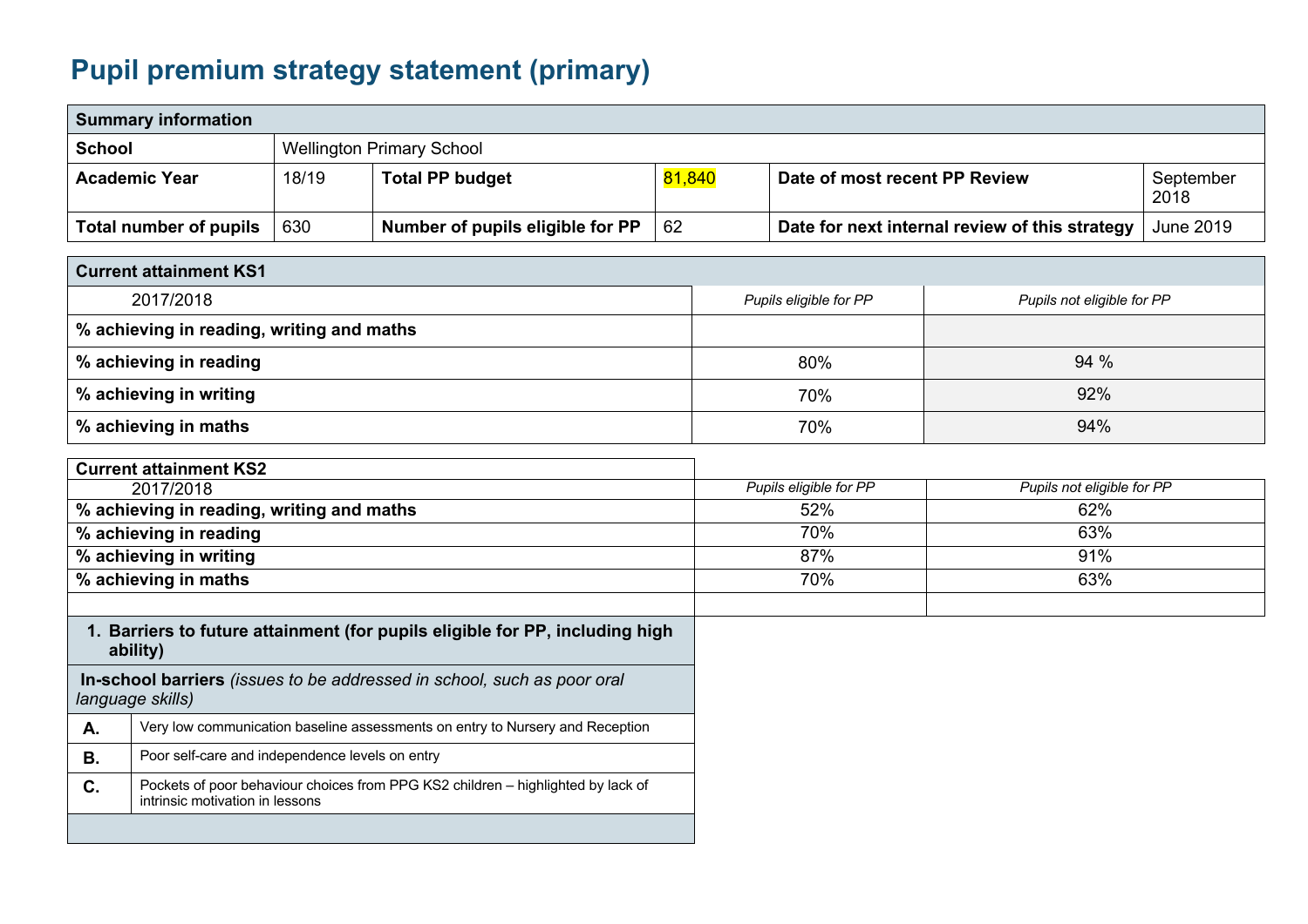# Pupil premium strategy statement (primary)

| **Summary information** | | | | | |
|---|---|---|---|---|---|
| **School** | Wellington Primary School | | | | |
| **Academic Year** | 18/19 | **Total PP budget** | 81,840 | **Date of most recent PP Review** | September 2018 |
| **Total number of pupils** | 630 | **Number of pupils eligible for PP** | 62 | **Date for next internal review of this strategy** | June 2019 |

| **Current attainment KS1** | | |
|---|---|---|
| 2017/2018 | *Pupils eligible for PP* | *Pupils not eligible for PP* |
| **% achieving in reading, writing and maths** | | |
| **% achieving in reading** | 80% | 94 % |
| **% achieving in writing** | 70% | 92% |
| **% achieving in maths** | 70% | 94% |

| **Current attainment KS2** | | |
|---|---|---|
| 2017/2018 | *Pupils eligible for PP* | *Pupils not eligible for PP* |
| **% achieving in reading, writing and maths** | 52% | 62% |
| **% achieving in reading** | 70% | 63% |
| **% achieving in writing** | 87% | 91% |
| **% achieving in maths** | 70% | 63% |
| | | |

| **1. Barriers to future attainment (for pupils eligible for PP, including high ability)** | |
|---|---|
| **In-school barriers** *(issues to be addressed in school, such as poor oral language skills)* | |
| **A.** | Very low communication baseline assessments on entry to Nursery and Reception |
| **B.** | Poor self-care and independence levels on entry |
| **C.** | Pockets of poor behaviour choices from PPG KS2 children – highlighted by lack of intrinsic motivation in lessons |
| | |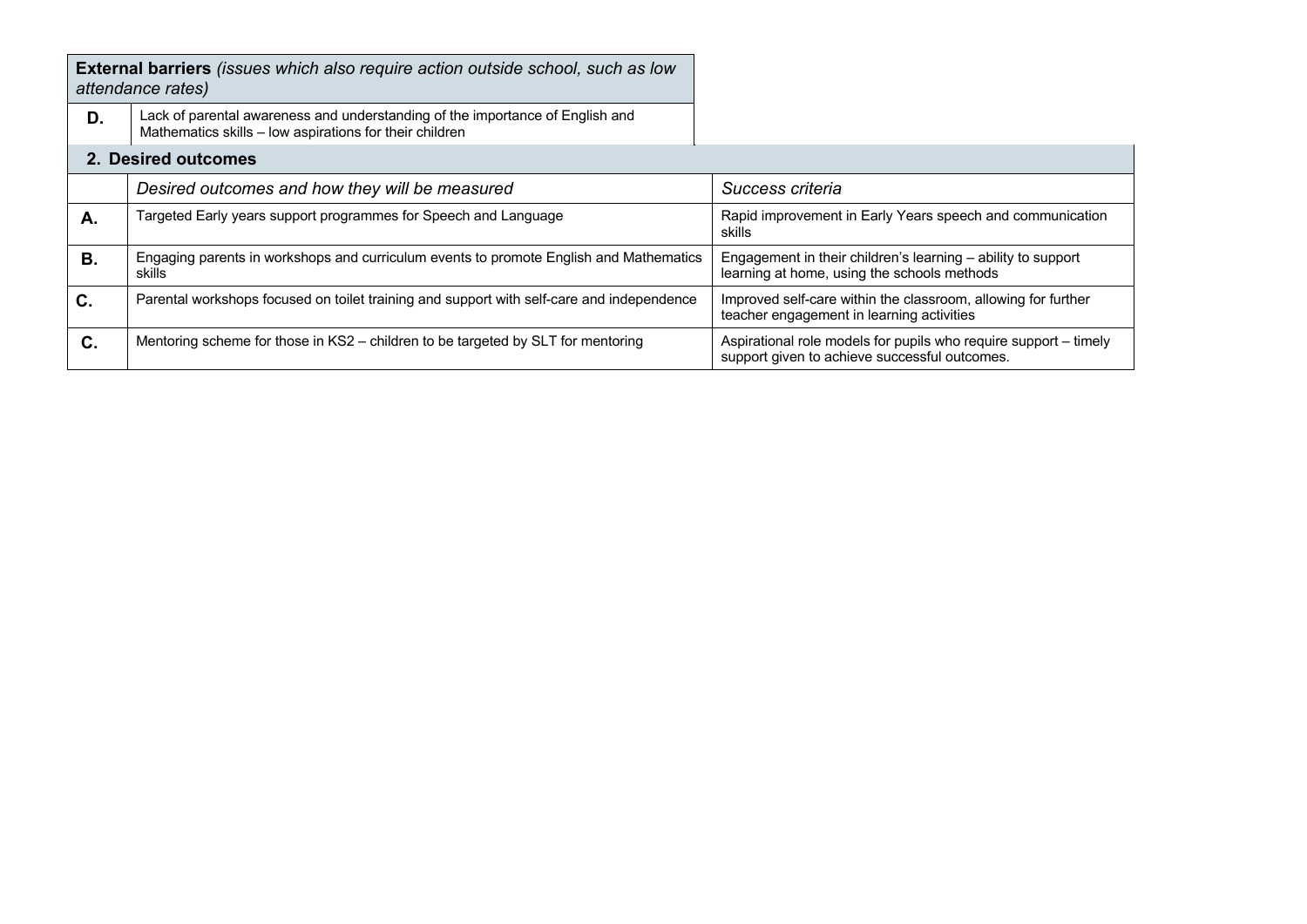| **External barriers** *(issues which also require action outside school, such as low attendance rates)* | |
|---|---|
| **D.** | Lack of parental awareness and understanding of the importance of English and Mathematics skills – low aspirations for their children |

## 2. Desired outcomes

| | *Desired outcomes and how they will be measured* | *Success criteria* |
|---|---|---|
| **A.** | Targeted Early years support programmes for Speech and Language | Rapid improvement in Early Years speech and communication skills |
| **B.** | Engaging parents in workshops and curriculum events to promote English and Mathematics skills | Engagement in their children's learning – ability to support learning at home, using the schools methods |
| **C.** | Parental workshops focused on toilet training and support with self-care and independence | Improved self-care within the classroom, allowing for further teacher engagement in learning activities |
| **C.** | Mentoring scheme for those in KS2 – children to be targeted by SLT for mentoring | Aspirational role models for pupils who require support – timely support given to achieve successful outcomes. |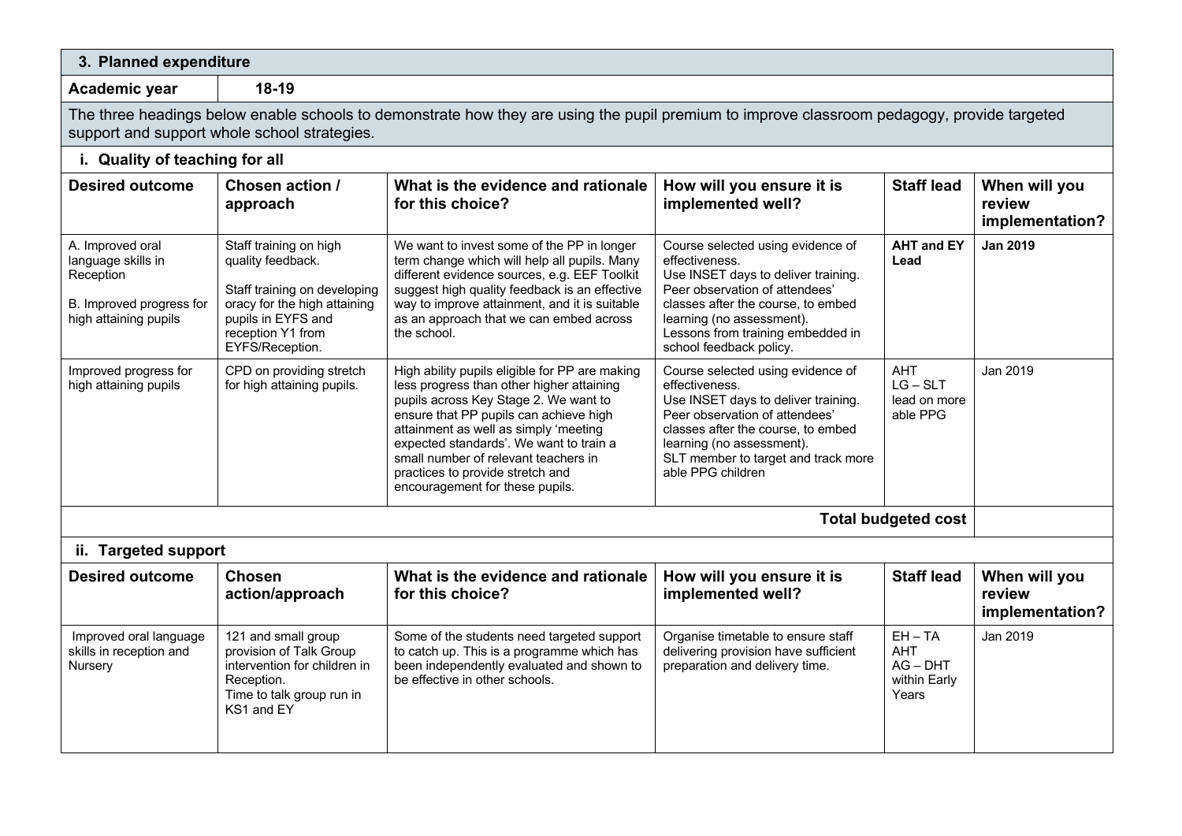## 3. Planned expenditure

**Academic year** | **18-19**

The three headings below enable schools to demonstrate how they are using the pupil premium to improve classroom pedagogy, provide targeted support and support whole school strategies.

### i. Quality of teaching for all

| Desired outcome | Chosen action / approach | What is the evidence and rationale for this choice? | How will you ensure it is implemented well? | Staff lead | When will you review implementation? |
|---|---|---|---|---|---|
| A. Improved oral language skills in Reception<br><br>B. Improved progress for high attaining pupils | Staff training on high quality feedback.<br><br>Staff training on developing oracy for the high attaining pupils in EYFS and reception Y1 from EYFS/Reception. | We want to invest some of the PP in longer term change which will help all pupils. Many different evidence sources, e.g. EEF Toolkit suggest high quality feedback is an effective way to improve attainment, and it is suitable as an approach that we can embed across the school. | Course selected using evidence of effectiveness.<br>Use INSET days to deliver training.<br>Peer observation of attendees' classes after the course, to embed learning (no assessment).<br>Lessons from training embedded in school feedback policy. | **AHT and EY Lead** | **Jan 2019** |
| Improved progress for high attaining pupils | CPD on providing stretch for high attaining pupils. | High ability pupils eligible for PP are making less progress than other higher attaining pupils across Key Stage 2. We want to ensure that PP pupils can achieve high attainment as well as simply 'meeting expected standards'. We want to train a small number of relevant teachers in practices to provide stretch and encouragement for these pupils. | Course selected using evidence of effectiveness.<br>Use INSET days to deliver training.<br>Peer observation of attendees' classes after the course, to embed learning (no assessment).<br>SLT member to target and track more able PPG children | AHT<br>LG – SLT lead on more able PPG | Jan 2019 |
| | | | | **Total budgeted cost** | |

### ii. Targeted support

| Desired outcome | Chosen action/approach | What is the evidence and rationale for this choice? | How will you ensure it is implemented well? | Staff lead | When will you review implementation? |
|---|---|---|---|---|---|
| Improved oral language skills in reception and Nursery | 121 and small group provision of Talk Group intervention for children in Reception.<br>Time to talk group run in KS1 and EY | Some of the students need targeted support to catch up. This is a programme which has been independently evaluated and shown to be effective in other schools. | Organise timetable to ensure staff delivering provision have sufficient preparation and delivery time. | EH – TA<br>AHT<br>AG – DHT within Early Years | Jan 2019 |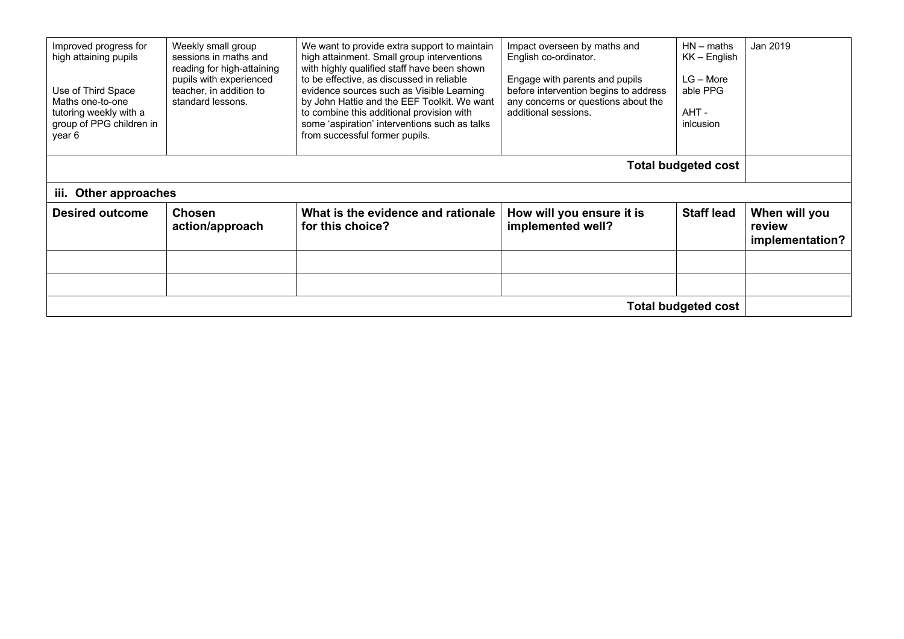| | | | | | |
|---|---|---|---|---|---|
| Improved progress for high attaining pupils<br><br>Use of Third Space Maths one-to-one tutoring weekly with a group of PPG children in year 6 | Weekly small group sessions in maths and reading for high-attaining pupils with experienced teacher, in addition to standard lessons. | We want to provide extra support to maintain high attainment. Small group interventions with highly qualified staff have been shown to be effective, as discussed in reliable evidence sources such as Visible Learning by John Hattie and the EEF Toolkit. We want to combine this additional provision with some 'aspiration' interventions such as talks from successful former pupils. | Impact overseen by maths and English co-ordinator.<br><br>Engage with parents and pupils before intervention begins to address any concerns or questions about the additional sessions. | HN – maths<br>KK – English<br><br>LG – More able PPG<br><br>AHT - inlcusion | Jan 2019 |
| | | | | **Total budgeted cost** | |

### iii. Other approaches

| **Desired outcome** | **Chosen action/approach** | **What is the evidence and rationale for this choice?** | **How will you ensure it is implemented well?** | **Staff lead** | **When will you review implementation?** |
|---|---|---|---|---|---|
| | | | | | |
| | | | | | |
| | | | | **Total budgeted cost** | |